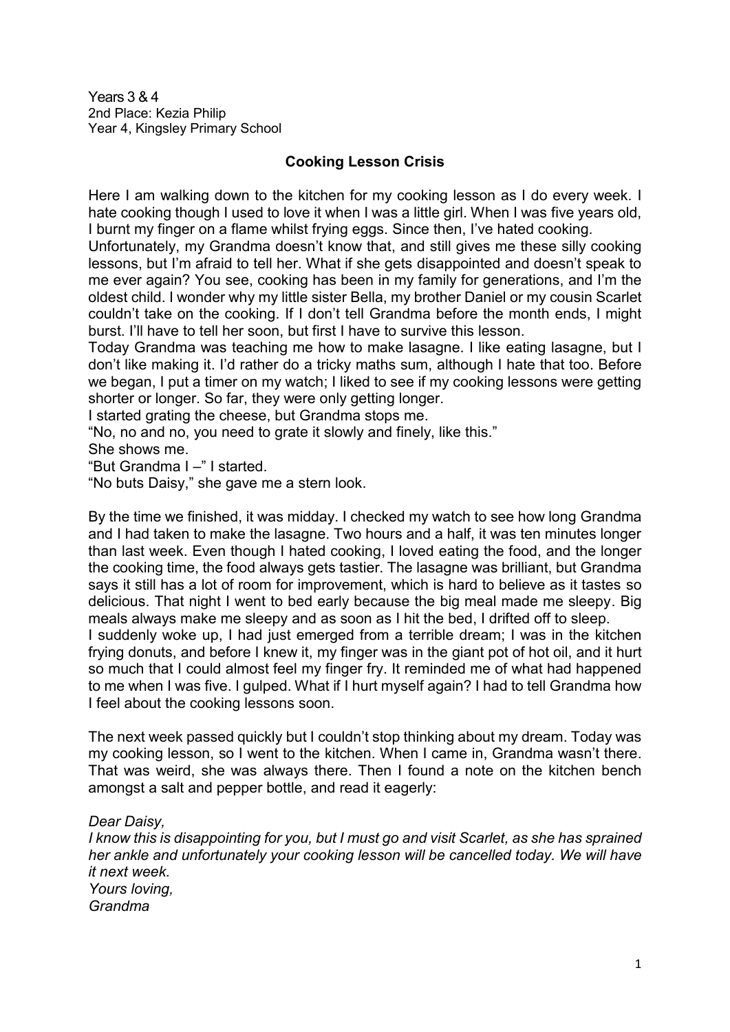Years 3 & 4
2nd Place: Kezia Philip
Year 4, Kingsley Primary School

## Cooking Lesson Crisis

Here I am walking down to the kitchen for my cooking lesson as I do every week. I hate cooking though I used to love it when I was a little girl. When I was five years old, I burnt my finger on a flame whilst frying eggs. Since then, I've hated cooking.

Unfortunately, my Grandma doesn't know that, and still gives me these silly cooking lessons, but I'm afraid to tell her. What if she gets disappointed and doesn't speak to me ever again? You see, cooking has been in my family for generations, and I'm the oldest child. I wonder why my little sister Bella, my brother Daniel or my cousin Scarlet couldn't take on the cooking. If I don't tell Grandma before the month ends, I might burst. I'll have to tell her soon, but first I have to survive this lesson.

Today Grandma was teaching me how to make lasagne. I like eating lasagne, but I don't like making it. I'd rather do a tricky maths sum, although I hate that too. Before we began, I put a timer on my watch; I liked to see if my cooking lessons were getting shorter or longer. So far, they were only getting longer.

I started grating the cheese, but Grandma stops me.

"No, no and no, you need to grate it slowly and finely, like this."

She shows me.

"But Grandma I –" I started.

"No buts Daisy," she gave me a stern look.

By the time we finished, it was midday. I checked my watch to see how long Grandma and I had taken to make the lasagne. Two hours and a half, it was ten minutes longer than last week. Even though I hated cooking, I loved eating the food, and the longer the cooking time, the food always gets tastier. The lasagne was brilliant, but Grandma says it still has a lot of room for improvement, which is hard to believe as it tastes so delicious. That night I went to bed early because the big meal made me sleepy. Big meals always make me sleepy and as soon as I hit the bed, I drifted off to sleep.

I suddenly woke up, I had just emerged from a terrible dream; I was in the kitchen frying donuts, and before I knew it, my finger was in the giant pot of hot oil, and it hurt so much that I could almost feel my finger fry. It reminded me of what had happened to me when I was five. I gulped. What if I hurt myself again? I had to tell Grandma how I feel about the cooking lessons soon.

The next week passed quickly but I couldn't stop thinking about my dream. Today was my cooking lesson, so I went to the kitchen. When I came in, Grandma wasn't there. That was weird, she was always there. Then I found a note on the kitchen bench amongst a salt and pepper bottle, and read it eagerly:

*Dear Daisy,*
*I know this is disappointing for you, but I must go and visit Scarlet, as she has sprained her ankle and unfortunately your cooking lesson will be cancelled today. We will have it next week.*
*Yours loving,*
*Grandma*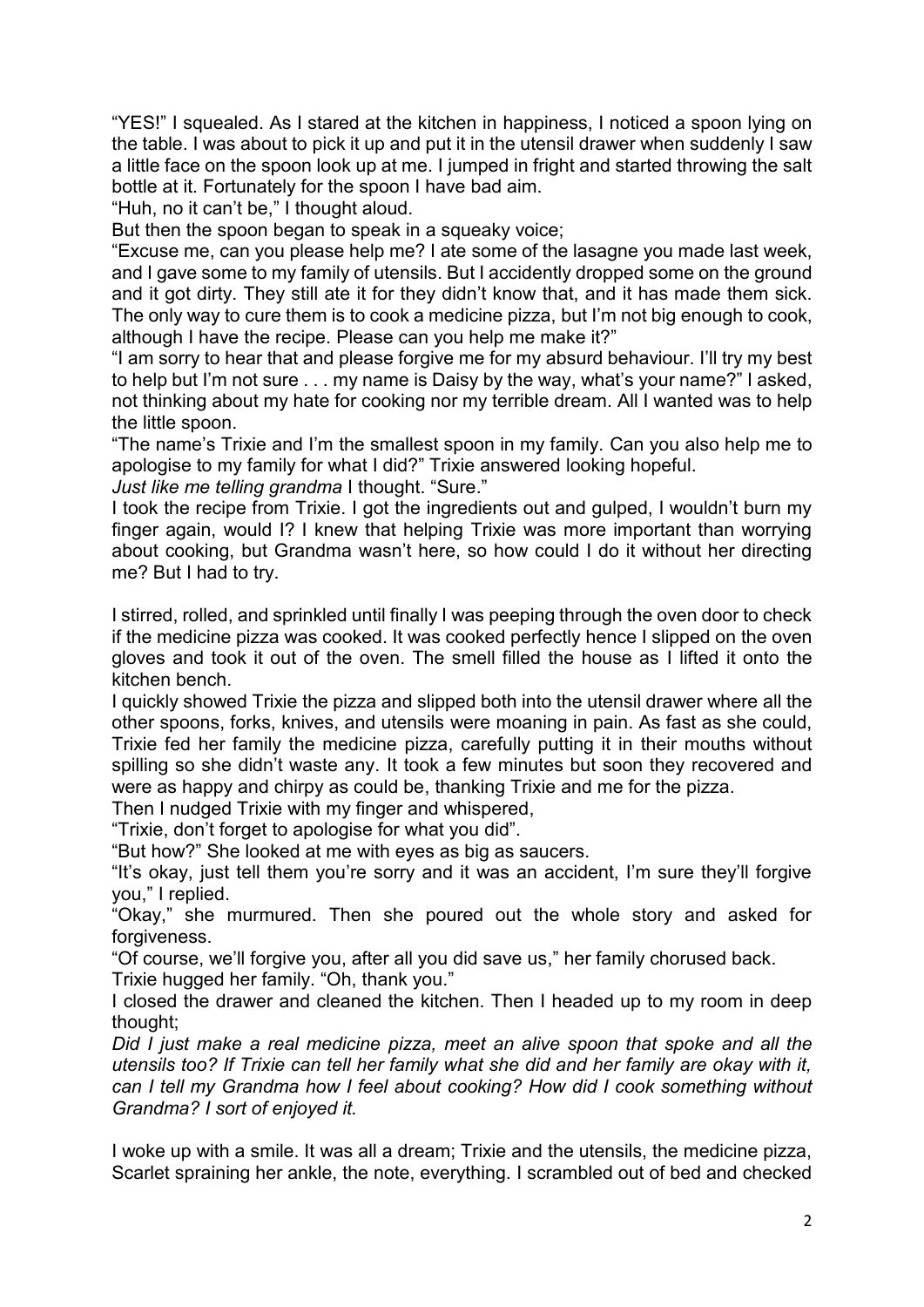"YES!" I squealed. As I stared at the kitchen in happiness, I noticed a spoon lying on the table. I was about to pick it up and put it in the utensil drawer when suddenly I saw a little face on the spoon look up at me. I jumped in fright and started throwing the salt bottle at it. Fortunately for the spoon I have bad aim.

"Huh, no it can't be," I thought aloud.

But then the spoon began to speak in a squeaky voice;

"Excuse me, can you please help me? I ate some of the lasagne you made last week, and I gave some to my family of utensils. But I accidently dropped some on the ground and it got dirty. They still ate it for they didn't know that, and it has made them sick. The only way to cure them is to cook a medicine pizza, but I'm not big enough to cook, although I have the recipe. Please can you help me make it?"

"I am sorry to hear that and please forgive me for my absurd behaviour. I'll try my best to help but I'm not sure . . . my name is Daisy by the way, what's your name?" I asked, not thinking about my hate for cooking nor my terrible dream. All I wanted was to help the little spoon.

"The name's Trixie and I'm the smallest spoon in my family. Can you also help me to apologise to my family for what I did?" Trixie answered looking hopeful.

*Just like me telling grandma* I thought. "Sure."

I took the recipe from Trixie. I got the ingredients out and gulped, I wouldn't burn my finger again, would I? I knew that helping Trixie was more important than worrying about cooking, but Grandma wasn't here, so how could I do it without her directing me? But I had to try.

I stirred, rolled, and sprinkled until finally I was peeping through the oven door to check if the medicine pizza was cooked. It was cooked perfectly hence I slipped on the oven gloves and took it out of the oven. The smell filled the house as I lifted it onto the kitchen bench.

I quickly showed Trixie the pizza and slipped both into the utensil drawer where all the other spoons, forks, knives, and utensils were moaning in pain. As fast as she could, Trixie fed her family the medicine pizza, carefully putting it in their mouths without spilling so she didn't waste any. It took a few minutes but soon they recovered and were as happy and chirpy as could be, thanking Trixie and me for the pizza.

Then I nudged Trixie with my finger and whispered,

"Trixie, don't forget to apologise for what you did".

"But how?" She looked at me with eyes as big as saucers.

"It's okay, just tell them you're sorry and it was an accident, I'm sure they'll forgive you," I replied.

"Okay," she murmured. Then she poured out the whole story and asked for forgiveness.

"Of course, we'll forgive you, after all you did save us," her family chorused back.

Trixie hugged her family. "Oh, thank you."

I closed the drawer and cleaned the kitchen. Then I headed up to my room in deep thought;

*Did I just make a real medicine pizza, meet an alive spoon that spoke and all the utensils too? If Trixie can tell her family what she did and her family are okay with it, can I tell my Grandma how I feel about cooking? How did I cook something without Grandma? I sort of enjoyed it.*

I woke up with a smile. It was all a dream; Trixie and the utensils, the medicine pizza, Scarlet spraining her ankle, the note, everything. I scrambled out of bed and checked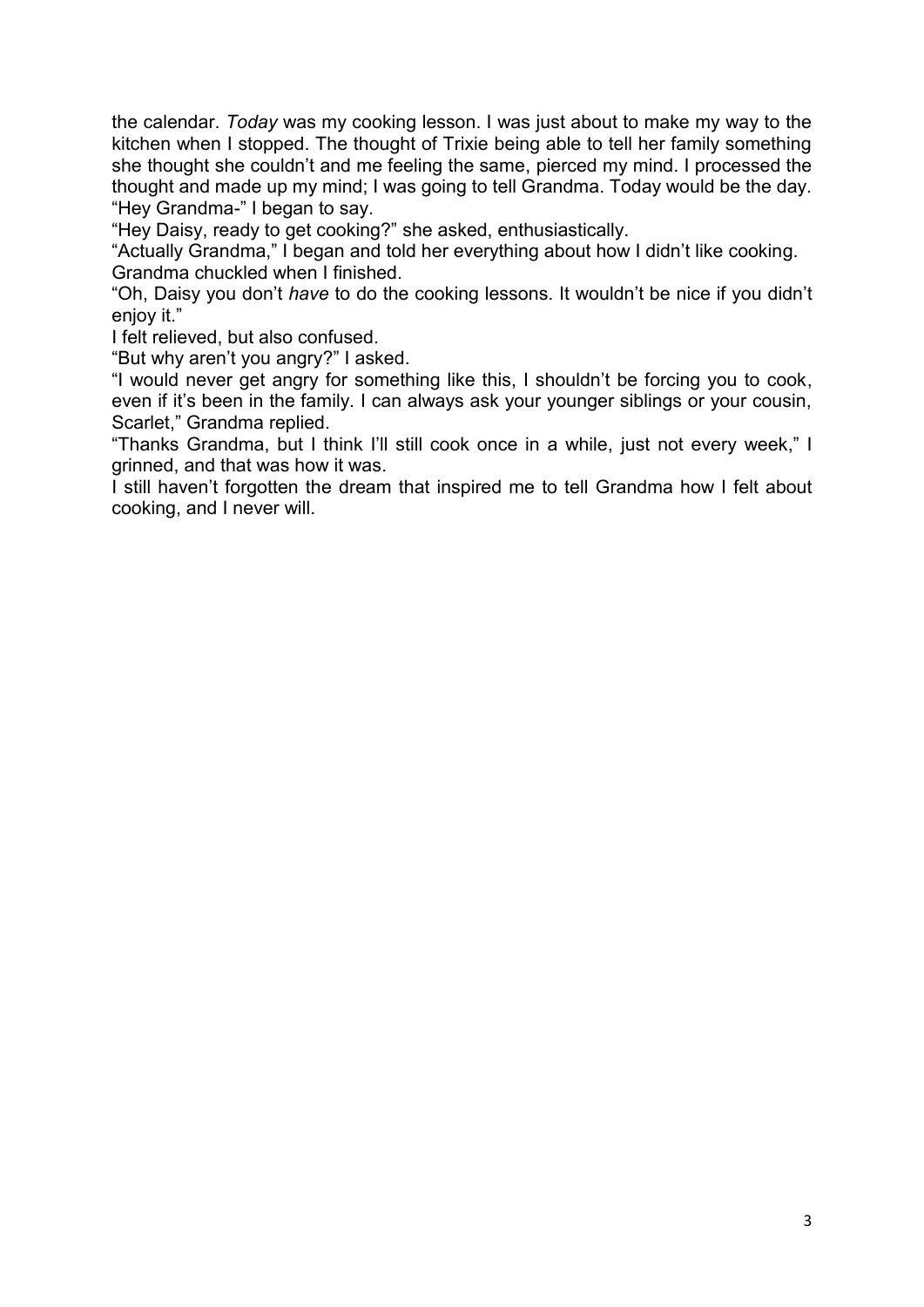the calendar. *Today* was my cooking lesson. I was just about to make my way to the kitchen when I stopped. The thought of Trixie being able to tell her family something she thought she couldn't and me feeling the same, pierced my mind. I processed the thought and made up my mind; I was going to tell Grandma. Today would be the day.

"Hey Grandma-" I began to say.

"Hey Daisy, ready to get cooking?" she asked, enthusiastically.

"Actually Grandma," I began and told her everything about how I didn't like cooking.

Grandma chuckled when I finished.

"Oh, Daisy you don't *have* to do the cooking lessons. It wouldn't be nice if you didn't enjoy it."

I felt relieved, but also confused.

"But why aren't you angry?" I asked.

"I would never get angry for something like this, I shouldn't be forcing you to cook, even if it's been in the family. I can always ask your younger siblings or your cousin, Scarlet," Grandma replied.

"Thanks Grandma, but I think I'll still cook once in a while, just not every week," I grinned, and that was how it was.

I still haven't forgotten the dream that inspired me to tell Grandma how I felt about cooking, and I never will.